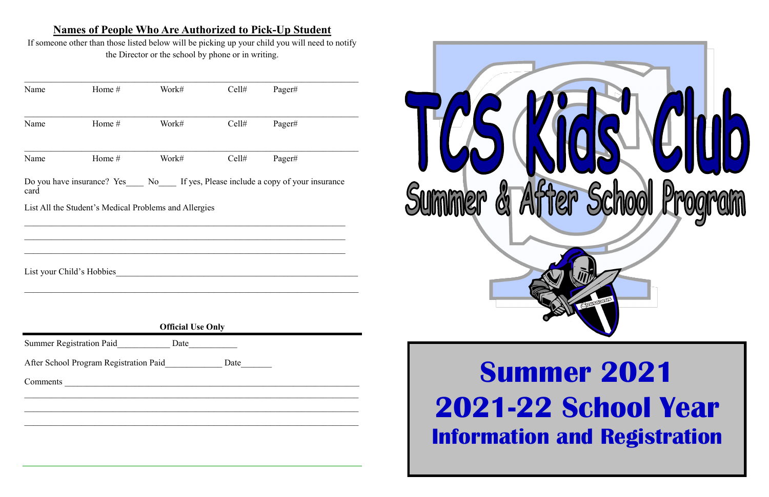## Names of People Who Are Authorized to Pick-Up Student

If someone other than those listed below will be picking up your child you will need to notify the Director or the school by phone or in writing.

| Name | Home # | Work# | Cell# | Pager# |
|---|---|---|---|---|
| | | | | |

| Name | Home # | Work# | Cell# | Pager# |
|---|---|---|---|---|
| | | | | |

| Name | Home # | Work# | Cell# | Pager# |
|---|---|---|---|---|
| | | | | |

Do you have insurance? Yes____ No____ If yes, Please include a copy of your insurance card

List All the Student's Medical Problems and Allergies

___________________________________________________________________________

___________________________________________________________________________

___________________________________________________________________________

List your Child's Hobbies__________________________________________________________

___________________________________________________________________________

**Official Use Only**

Summer Registration Paid___________ Date___________

After School Program Registration Paid____________ Date_______

Comments ___________________________________________________________________

___________________________________________________________________________

___________________________________________________________________________

___________________________________________________________________________

# TCS Kids' Club

## Summer & After School Program

# Summer 2021
# 2021-22 School Year
## Information and Registration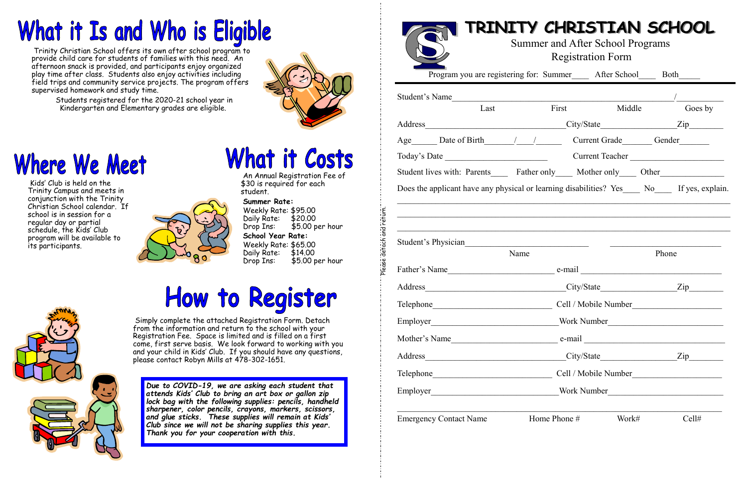# What it Is and Who is Eligible

Trinity Christian School offers its own after school program to provide child care for students of families with this need. An afternoon snack is provided, and participants enjoy organized play time after class. Students also enjoy activities including field trips and community service projects. The program offers supervised homework and study time.

Students registered for the 2020-21 school year in Kindergarten and Elementary grades are eligible.

# Where We Meet

Kids' Club is held on the Trinity Campus and meets in conjunction with the Trinity Christian School calendar. If school is in session for a regular day or partial schedule, the Kids' Club program will be available to its participants.

# What it Costs

An Annual Registration Fee of $30 is required for each student.

**Summer Rate:**
Weekly Rate: $95.00
Daily Rate: $20.00
Drop Ins: $5.00 per hour

**School Year Rate:**
Weekly Rate: $65.00
Daily Rate: $14.00
Drop Ins: $5.00 per hour

# How to Register

Simply complete the attached Registration Form. Detach from the information and return to the school with your Registration Fee. Space is limited and is filled on a first come, first serve basis. We look forward to working with you and your child in Kids' Club. If you should have any questions, please contact Robyn Mills at 478-302-1651.

***Due to COVID-19, we are asking each student that attends Kids' Club to bring an art box or gallon zip lock bag with the following supplies: pencils, handheld sharpener, color pencils, crayons, markers, scissors, and glue sticks. These supplies will remain at Kids' Club since we will not be sharing supplies this year. Thank you for your cooperation with this.***

Please detach and return.

# TRINITY CHRISTIAN SCHOOL

Summer and After School Programs
Registration Form

Program you are registering for: Summer____ After School____ Both_____

Student's Name_______________________________________________/___________
Last First Middle Goes by

Address_______________________________City/State_________________Zip________

Age______ Date of Birth_______/____/______ Current Grade_______ Gender_______

Today's Date _______________________ Current Teacher _____________________

Student lives with: Parents____ Father only____ Mother only____ Other______________

Does the applicant have any physical or learning disabilities? Yes____ No____ If yes, explain.

_______________________________________________________________________

_______________________________________________________________________

_______________________________________________________________________

Student's Physician___________________________ ________________________
Name Phone

Father's Name_________________________ e-mail _____________________________

Address_______________________________City/State_________________Zip________

Telephone___________________________ Cell / Mobile Number_____________________

Employer_____________________________Work Number__________________________

Mother's Name_________________________ e-mail _____________________________

Address_______________________________City/State_________________Zip________

Telephone___________________________ Cell / Mobile Number_____________________

Employer_____________________________Work Number__________________________

_______________________________________________________________________
Emergency Contact Name Home Phone # Work# Cell#